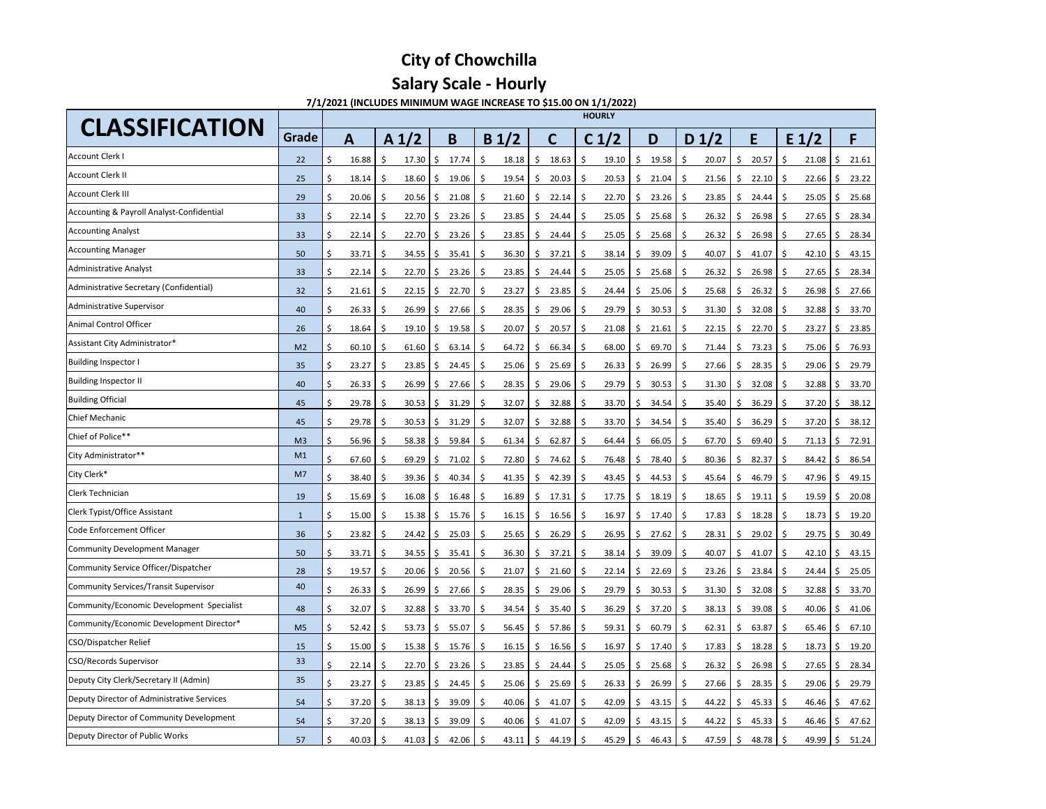# City of Chowchilla

## Salary Scale - Hourly

**7/1/2021 (INCLUDES MINIMUM WAGE INCREASE TO $15.00 ON 1/1/2022)**

| CLASSIFICATION | Grade | HOURLY | | | | | | | | | | |
|---|---|---|---|---|---|---|---|---|---|---|---|---|
| | | A | A 1/2 | B | B 1/2 | C | C 1/2 | D | D 1/2 | E | E 1/2 | F |
| Account Clerk I | 22 | $ 16.88 | $ 17.30 | $ 17.74 | $ 18.18 | $ 18.63 | $ 19.10 | $ 19.58 | $ 20.07 | $ 20.57 | $ 21.08 | $ 21.61 |
| Account Clerk II | 25 | $ 18.14 | $ 18.60 | $ 19.06 | $ 19.54 | $ 20.03 | $ 20.53 | $ 21.04 | $ 21.56 | $ 22.10 | $ 22.66 | $ 23.22 |
| Account Clerk III | 29 | $ 20.06 | $ 20.56 | $ 21.08 | $ 21.60 | $ 22.14 | $ 22.70 | $ 23.26 | $ 23.85 | $ 24.44 | $ 25.05 | $ 25.68 |
| Accounting & Payroll Analyst-Confidential | 33 | $ 22.14 | $ 22.70 | $ 23.26 | $ 23.85 | $ 24.44 | $ 25.05 | $ 25.68 | $ 26.32 | $ 26.98 | $ 27.65 | $ 28.34 |
| Accounting Analyst | 33 | $ 22.14 | $ 22.70 | $ 23.26 | $ 23.85 | $ 24.44 | $ 25.05 | $ 25.68 | $ 26.32 | $ 26.98 | $ 27.65 | $ 28.34 |
| Accounting Manager | 50 | $ 33.71 | $ 34.55 | $ 35.41 | $ 36.30 | $ 37.21 | $ 38.14 | $ 39.09 | $ 40.07 | $ 41.07 | $ 42.10 | $ 43.15 |
| Administrative Analyst | 33 | $ 22.14 | $ 22.70 | $ 23.26 | $ 23.85 | $ 24.44 | $ 25.05 | $ 25.68 | $ 26.32 | $ 26.98 | $ 27.65 | $ 28.34 |
| Administrative Secretary (Confidential) | 32 | $ 21.61 | $ 22.15 | $ 22.70 | $ 23.27 | $ 23.85 | $ 24.44 | $ 25.06 | $ 25.68 | $ 26.32 | $ 26.98 | $ 27.66 |
| Administrative Supervisor | 40 | $ 26.33 | $ 26.99 | $ 27.66 | $ 28.35 | $ 29.06 | $ 29.79 | $ 30.53 | $ 31.30 | $ 32.08 | $ 32.88 | $ 33.70 |
| Animal Control Officer | 26 | $ 18.64 | $ 19.10 | $ 19.58 | $ 20.07 | $ 20.57 | $ 21.08 | $ 21.61 | $ 22.15 | $ 22.70 | $ 23.27 | $ 23.85 |
| Assistant City Administrator* | M2 | $ 60.10 | $ 61.60 | $ 63.14 | $ 64.72 | $ 66.34 | $ 68.00 | $ 69.70 | $ 71.44 | $ 73.23 | $ 75.06 | $ 76.93 |
| Building Inspector I | 35 | $ 23.27 | $ 23.85 | $ 24.45 | $ 25.06 | $ 25.69 | $ 26.33 | $ 26.99 | $ 27.66 | $ 28.35 | $ 29.06 | $ 29.79 |
| Building Inspector II | 40 | $ 26.33 | $ 26.99 | $ 27.66 | $ 28.35 | $ 29.06 | $ 29.79 | $ 30.53 | $ 31.30 | $ 32.08 | $ 32.88 | $ 33.70 |
| Building Official | 45 | $ 29.78 | $ 30.53 | $ 31.29 | $ 32.07 | $ 32.88 | $ 33.70 | $ 34.54 | $ 35.40 | $ 36.29 | $ 37.20 | $ 38.12 |
| Chief Mechanic | 45 | $ 29.78 | $ 30.53 | $ 31.29 | $ 32.07 | $ 32.88 | $ 33.70 | $ 34.54 | $ 35.40 | $ 36.29 | $ 37.20 | $ 38.12 |
| Chief of Police** | M3 | $ 56.96 | $ 58.38 | $ 59.84 | $ 61.34 | $ 62.87 | $ 64.44 | $ 66.05 | $ 67.70 | $ 69.40 | $ 71.13 | $ 72.91 |
| City Administrator** | M1 | $ 67.60 | $ 69.29 | $ 71.02 | $ 72.80 | $ 74.62 | $ 76.48 | $ 78.40 | $ 80.36 | $ 82.37 | $ 84.42 | $ 86.54 |
| City Clerk* | M7 | $ 38.40 | $ 39.36 | $ 40.34 | $ 41.35 | $ 42.39 | $ 43.45 | $ 44.53 | $ 45.64 | $ 46.79 | $ 47.96 | $ 49.15 |
| Clerk Technician | 19 | $ 15.69 | $ 16.08 | $ 16.48 | $ 16.89 | $ 17.31 | $ 17.75 | $ 18.19 | $ 18.65 | $ 19.11 | $ 19.59 | $ 20.08 |
| Clerk Typist/Office Assistant | 1 | $ 15.00 | $ 15.38 | $ 15.76 | $ 16.15 | $ 16.56 | $ 16.97 | $ 17.40 | $ 17.83 | $ 18.28 | $ 18.73 | $ 19.20 |
| Code Enforcement Officer | 36 | $ 23.82 | $ 24.42 | $ 25.03 | $ 25.65 | $ 26.29 | $ 26.95 | $ 27.62 | $ 28.31 | $ 29.02 | $ 29.75 | $ 30.49 |
| Community Development Manager | 50 | $ 33.71 | $ 34.55 | $ 35.41 | $ 36.30 | $ 37.21 | $ 38.14 | $ 39.09 | $ 40.07 | $ 41.07 | $ 42.10 | $ 43.15 |
| Community Service Officer/Dispatcher | 28 | $ 19.57 | $ 20.06 | $ 20.56 | $ 21.07 | $ 21.60 | $ 22.14 | $ 22.69 | $ 23.26 | $ 23.84 | $ 24.44 | $ 25.05 |
| Community Services/Transit Supervisor | 40 | $ 26.33 | $ 26.99 | $ 27.66 | $ 28.35 | $ 29.06 | $ 29.79 | $ 30.53 | $ 31.30 | $ 32.08 | $ 32.88 | $ 33.70 |
| Community/Economic Development Specialist | 48 | $ 32.07 | $ 32.88 | $ 33.70 | $ 34.54 | $ 35.40 | $ 36.29 | $ 37.20 | $ 38.13 | $ 39.08 | $ 40.06 | $ 41.06 |
| Community/Economic Development Director* | M5 | $ 52.42 | $ 53.73 | $ 55.07 | $ 56.45 | $ 57.86 | $ 59.31 | $ 60.79 | $ 62.31 | $ 63.87 | $ 65.46 | $ 67.10 |
| CSO/Dispatcher Relief | 15 | $ 15.00 | $ 15.38 | $ 15.76 | $ 16.15 | $ 16.56 | $ 16.97 | $ 17.40 | $ 17.83 | $ 18.28 | $ 18.73 | $ 19.20 |
| CSO/Records Supervisor | 33 | $ 22.14 | $ 22.70 | $ 23.26 | $ 23.85 | $ 24.44 | $ 25.05 | $ 25.68 | $ 26.32 | $ 26.98 | $ 27.65 | $ 28.34 |
| Deputy City Clerk/Secretary II (Admin) | 35 | $ 23.27 | $ 23.85 | $ 24.45 | $ 25.06 | $ 25.69 | $ 26.33 | $ 26.99 | $ 27.66 | $ 28.35 | $ 29.06 | $ 29.79 |
| Deputy Director of Administrative Services | 54 | $ 37.20 | $ 38.13 | $ 39.09 | $ 40.06 | $ 41.07 | $ 42.09 | $ 43.15 | $ 44.22 | $ 45.33 | $ 46.46 | $ 47.62 |
| Deputy Director of Community Development | 54 | $ 37.20 | $ 38.13 | $ 39.09 | $ 40.06 | $ 41.07 | $ 42.09 | $ 43.15 | $ 44.22 | $ 45.33 | $ 46.46 | $ 47.62 |
| Deputy Director of Public Works | 57 | $ 40.03 | $ 41.03 | $ 42.06 | $ 43.11 | $ 44.19 | $ 45.29 | $ 46.43 | $ 47.59 | $ 48.78 | $ 49.99 | $ 51.24 |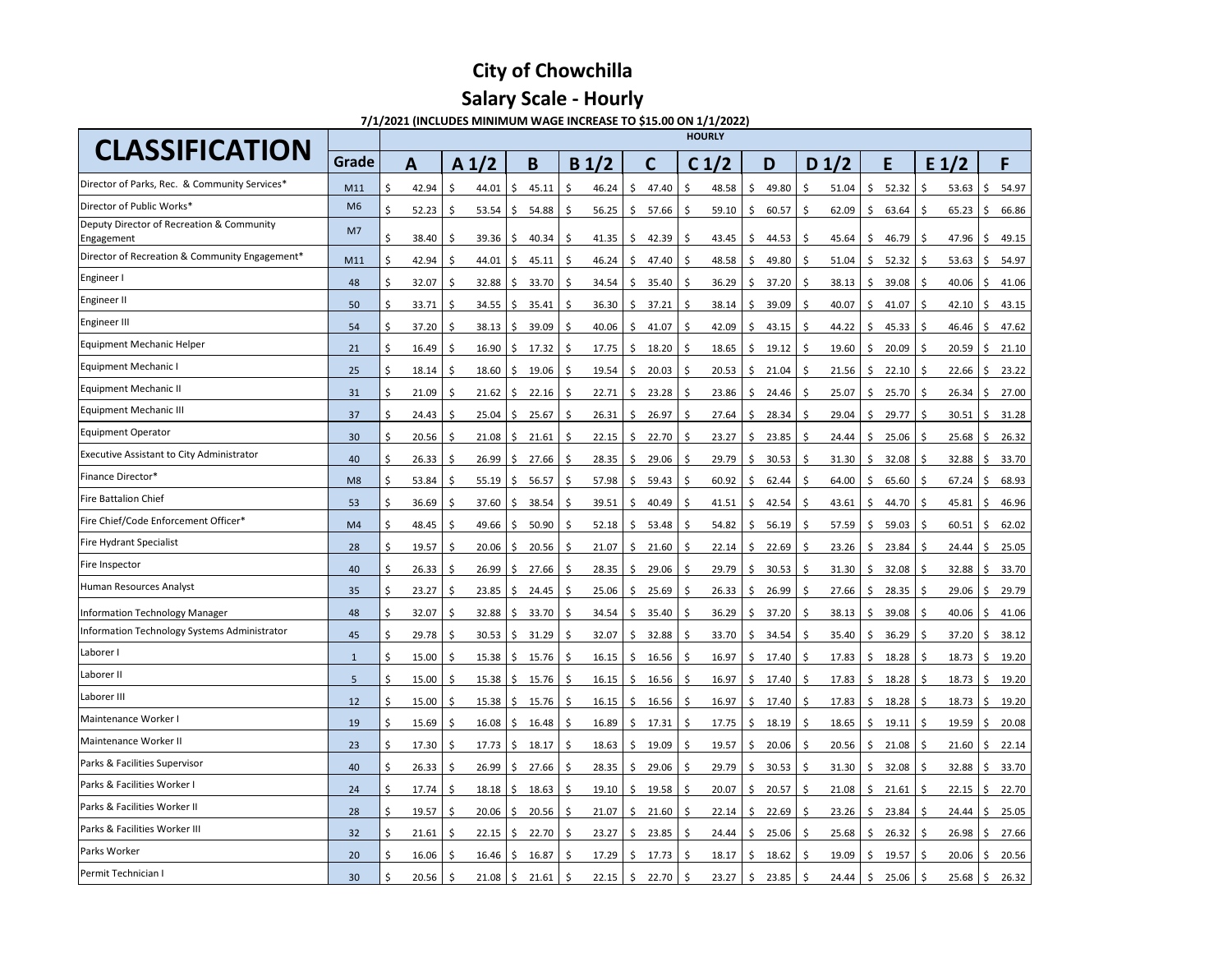# City of Chowchilla

## Salary Scale - Hourly

**7/1/2021 (INCLUDES MINIMUM WAGE INCREASE TO $15.00 ON 1/1/2022)**

| CLASSIFICATION | Grade | HOURLY | | | | | | | | | | |
|---|---|---|---|---|---|---|---|---|---|---|---|---|
| | | A | A 1/2 | B | B 1/2 | C | C 1/2 | D | D 1/2 | E | E 1/2 | F |
| Director of Parks, Rec. & Community Services* | M11 | $ 42.94 | $ 44.01 | $ 45.11 | $ 46.24 | $ 47.40 | $ 48.58 | $ 49.80 | $ 51.04 | $ 52.32 | $ 53.63 | $ 54.97 |
| Director of Public Works* | M6 | $ 52.23 | $ 53.54 | $ 54.88 | $ 56.25 | $ 57.66 | $ 59.10 | $ 60.57 | $ 62.09 | $ 63.64 | $ 65.23 | $ 66.86 |
| Deputy Director of Recreation & Community Engagement | M7 | $ 38.40 | $ 39.36 | $ 40.34 | $ 41.35 | $ 42.39 | $ 43.45 | $ 44.53 | $ 45.64 | $ 46.79 | $ 47.96 | $ 49.15 |
| Director of Recreation & Community Engagement* | M11 | $ 42.94 | $ 44.01 | $ 45.11 | $ 46.24 | $ 47.40 | $ 48.58 | $ 49.80 | $ 51.04 | $ 52.32 | $ 53.63 | $ 54.97 |
| Engineer I | 48 | $ 32.07 | $ 32.88 | $ 33.70 | $ 34.54 | $ 35.40 | $ 36.29 | $ 37.20 | $ 38.13 | $ 39.08 | $ 40.06 | $ 41.06 |
| Engineer II | 50 | $ 33.71 | $ 34.55 | $ 35.41 | $ 36.30 | $ 37.21 | $ 38.14 | $ 39.09 | $ 40.07 | $ 41.07 | $ 42.10 | $ 43.15 |
| Engineer III | 54 | $ 37.20 | $ 38.13 | $ 39.09 | $ 40.06 | $ 41.07 | $ 42.09 | $ 43.15 | $ 44.22 | $ 45.33 | $ 46.46 | $ 47.62 |
| Equipment Mechanic Helper | 21 | $ 16.49 | $ 16.90 | $ 17.32 | $ 17.75 | $ 18.20 | $ 18.65 | $ 19.12 | $ 19.60 | $ 20.09 | $ 20.59 | $ 21.10 |
| Equipment Mechanic I | 25 | $ 18.14 | $ 18.60 | $ 19.06 | $ 19.54 | $ 20.03 | $ 20.53 | $ 21.04 | $ 21.56 | $ 22.10 | $ 22.66 | $ 23.22 |
| Equipment Mechanic II | 31 | $ 21.09 | $ 21.62 | $ 22.16 | $ 22.71 | $ 23.28 | $ 23.86 | $ 24.46 | $ 25.07 | $ 25.70 | $ 26.34 | $ 27.00 |
| Equipment Mechanic III | 37 | $ 24.43 | $ 25.04 | $ 25.67 | $ 26.31 | $ 26.97 | $ 27.64 | $ 28.34 | $ 29.04 | $ 29.77 | $ 30.51 | $ 31.28 |
| Equipment Operator | 30 | $ 20.56 | $ 21.08 | $ 21.61 | $ 22.15 | $ 22.70 | $ 23.27 | $ 23.85 | $ 24.44 | $ 25.06 | $ 25.68 | $ 26.32 |
| Executive Assistant to City Administrator | 40 | $ 26.33 | $ 26.99 | $ 27.66 | $ 28.35 | $ 29.06 | $ 29.79 | $ 30.53 | $ 31.30 | $ 32.08 | $ 32.88 | $ 33.70 |
| Finance Director* | M8 | $ 53.84 | $ 55.19 | $ 56.57 | $ 57.98 | $ 59.43 | $ 60.92 | $ 62.44 | $ 64.00 | $ 65.60 | $ 67.24 | $ 68.93 |
| Fire Battalion Chief | 53 | $ 36.69 | $ 37.60 | $ 38.54 | $ 39.51 | $ 40.49 | $ 41.51 | $ 42.54 | $ 43.61 | $ 44.70 | $ 45.81 | $ 46.96 |
| Fire Chief/Code Enforcement Officer* | M4 | $ 48.45 | $ 49.66 | $ 50.90 | $ 52.18 | $ 53.48 | $ 54.82 | $ 56.19 | $ 57.59 | $ 59.03 | $ 60.51 | $ 62.02 |
| Fire Hydrant Specialist | 28 | $ 19.57 | $ 20.06 | $ 20.56 | $ 21.07 | $ 21.60 | $ 22.14 | $ 22.69 | $ 23.26 | $ 23.84 | $ 24.44 | $ 25.05 |
| Fire Inspector | 40 | $ 26.33 | $ 26.99 | $ 27.66 | $ 28.35 | $ 29.06 | $ 29.79 | $ 30.53 | $ 31.30 | $ 32.08 | $ 32.88 | $ 33.70 |
| Human Resources Analyst | 35 | $ 23.27 | $ 23.85 | $ 24.45 | $ 25.06 | $ 25.69 | $ 26.33 | $ 26.99 | $ 27.66 | $ 28.35 | $ 29.06 | $ 29.79 |
| Information Technology Manager | 48 | $ 32.07 | $ 32.88 | $ 33.70 | $ 34.54 | $ 35.40 | $ 36.29 | $ 37.20 | $ 38.13 | $ 39.08 | $ 40.06 | $ 41.06 |
| Information Technology Systems Administrator | 45 | $ 29.78 | $ 30.53 | $ 31.29 | $ 32.07 | $ 32.88 | $ 33.70 | $ 34.54 | $ 35.40 | $ 36.29 | $ 37.20 | $ 38.12 |
| Laborer I | 1 | $ 15.00 | $ 15.38 | $ 15.76 | $ 16.15 | $ 16.56 | $ 16.97 | $ 17.40 | $ 17.83 | $ 18.28 | $ 18.73 | $ 19.20 |
| Laborer II | 5 | $ 15.00 | $ 15.38 | $ 15.76 | $ 16.15 | $ 16.56 | $ 16.97 | $ 17.40 | $ 17.83 | $ 18.28 | $ 18.73 | $ 19.20 |
| Laborer III | 12 | $ 15.00 | $ 15.38 | $ 15.76 | $ 16.15 | $ 16.56 | $ 16.97 | $ 17.40 | $ 17.83 | $ 18.28 | $ 18.73 | $ 19.20 |
| Maintenance Worker I | 19 | $ 15.69 | $ 16.08 | $ 16.48 | $ 16.89 | $ 17.31 | $ 17.75 | $ 18.19 | $ 18.65 | $ 19.11 | $ 19.59 | $ 20.08 |
| Maintenance Worker II | 23 | $ 17.30 | $ 17.73 | $ 18.17 | $ 18.63 | $ 19.09 | $ 19.57 | $ 20.06 | $ 20.56 | $ 21.08 | $ 21.60 | $ 22.14 |
| Parks & Facilities Supervisor | 40 | $ 26.33 | $ 26.99 | $ 27.66 | $ 28.35 | $ 29.06 | $ 29.79 | $ 30.53 | $ 31.30 | $ 32.08 | $ 32.88 | $ 33.70 |
| Parks & Facilities Worker I | 24 | $ 17.74 | $ 18.18 | $ 18.63 | $ 19.10 | $ 19.58 | $ 20.07 | $ 20.57 | $ 21.08 | $ 21.61 | $ 22.15 | $ 22.70 |
| Parks & Facilities Worker II | 28 | $ 19.57 | $ 20.06 | $ 20.56 | $ 21.07 | $ 21.60 | $ 22.14 | $ 22.69 | $ 23.26 | $ 23.84 | $ 24.44 | $ 25.05 |
| Parks & Facilities Worker III | 32 | $ 21.61 | $ 22.15 | $ 22.70 | $ 23.27 | $ 23.85 | $ 24.44 | $ 25.06 | $ 25.68 | $ 26.32 | $ 26.98 | $ 27.66 |
| Parks Worker | 20 | $ 16.06 | $ 16.46 | $ 16.87 | $ 17.29 | $ 17.73 | $ 18.17 | $ 18.62 | $ 19.09 | $ 19.57 | $ 20.06 | $ 20.56 |
| Permit Technician I | 30 | $ 20.56 | $ 21.08 | $ 21.61 | $ 22.15 | $ 22.70 | $ 23.27 | $ 23.85 | $ 24.44 | $ 25.06 | $ 25.68 | $ 26.32 |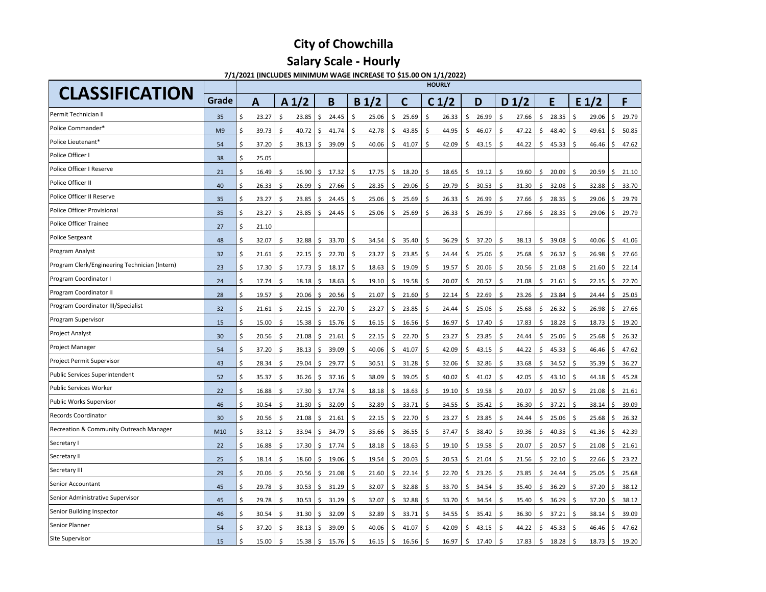# City of Chowchilla

## Salary Scale - Hourly

**7/1/2021 (INCLUDES MINIMUM WAGE INCREASE TO $15.00 ON 1/1/2022)**

| CLASSIFICATION | | HOURLY | | | | | | | | | | |
|---|---|---|---|---|---|---|---|---|---|---|---|---|
| | Grade | A | A 1/2 | B | B 1/2 | C | C 1/2 | D | D 1/2 | E | E 1/2 | F |
| Permit Technician II | 35 | $ 23.27 | $ 23.85 | $ 24.45 | $ 25.06 | $ 25.69 | $ 26.33 | $ 26.99 | $ 27.66 | $ 28.35 | $ 29.06 | $ 29.79 |
| Police Commander* | M9 | $ 39.73 | $ 40.72 | $ 41.74 | $ 42.78 | $ 43.85 | $ 44.95 | $ 46.07 | $ 47.22 | $ 48.40 | $ 49.61 | $ 50.85 |
| Police Lieutenant* | 54 | $ 37.20 | $ 38.13 | $ 39.09 | $ 40.06 | $ 41.07 | $ 42.09 | $ 43.15 | $ 44.22 | $ 45.33 | $ 46.46 | $ 47.62 |
| Police Officer I | 38 | $ 25.05 | | | | | | | | | | |
| Police Officer I Reserve | 21 | $ 16.49 | $ 16.90 | $ 17.32 | $ 17.75 | $ 18.20 | $ 18.65 | $ 19.12 | $ 19.60 | $ 20.09 | $ 20.59 | $ 21.10 |
| Police Officer II | 40 | $ 26.33 | $ 26.99 | $ 27.66 | $ 28.35 | $ 29.06 | $ 29.79 | $ 30.53 | $ 31.30 | $ 32.08 | $ 32.88 | $ 33.70 |
| Police Officer II Reserve | 35 | $ 23.27 | $ 23.85 | $ 24.45 | $ 25.06 | $ 25.69 | $ 26.33 | $ 26.99 | $ 27.66 | $ 28.35 | $ 29.06 | $ 29.79 |
| Police Officer Provisional | 35 | $ 23.27 | $ 23.85 | $ 24.45 | $ 25.06 | $ 25.69 | $ 26.33 | $ 26.99 | $ 27.66 | $ 28.35 | $ 29.06 | $ 29.79 |
| Police Officer Trainee | 27 | $ 21.10 | | | | | | | | | | |
| Police Sergeant | 48 | $ 32.07 | $ 32.88 | $ 33.70 | $ 34.54 | $ 35.40 | $ 36.29 | $ 37.20 | $ 38.13 | $ 39.08 | $ 40.06 | $ 41.06 |
| Program Analyst | 32 | $ 21.61 | $ 22.15 | $ 22.70 | $ 23.27 | $ 23.85 | $ 24.44 | $ 25.06 | $ 25.68 | $ 26.32 | $ 26.98 | $ 27.66 |
| Program Clerk/Engineering Technician (Intern) | 23 | $ 17.30 | $ 17.73 | $ 18.17 | $ 18.63 | $ 19.09 | $ 19.57 | $ 20.06 | $ 20.56 | $ 21.08 | $ 21.60 | $ 22.14 |
| Program Coordinator I | 24 | $ 17.74 | $ 18.18 | $ 18.63 | $ 19.10 | $ 19.58 | $ 20.07 | $ 20.57 | $ 21.08 | $ 21.61 | $ 22.15 | $ 22.70 |
| Program Coordinator II | 28 | $ 19.57 | $ 20.06 | $ 20.56 | $ 21.07 | $ 21.60 | $ 22.14 | $ 22.69 | $ 23.26 | $ 23.84 | $ 24.44 | $ 25.05 |
| Program Coordinator III/Specialist | 32 | $ 21.61 | $ 22.15 | $ 22.70 | $ 23.27 | $ 23.85 | $ 24.44 | $ 25.06 | $ 25.68 | $ 26.32 | $ 26.98 | $ 27.66 |
| Program Supervisor | 15 | $ 15.00 | $ 15.38 | $ 15.76 | $ 16.15 | $ 16.56 | $ 16.97 | $ 17.40 | $ 17.83 | $ 18.28 | $ 18.73 | $ 19.20 |
| Project Analyst | 30 | $ 20.56 | $ 21.08 | $ 21.61 | $ 22.15 | $ 22.70 | $ 23.27 | $ 23.85 | $ 24.44 | $ 25.06 | $ 25.68 | $ 26.32 |
| Project Manager | 54 | $ 37.20 | $ 38.13 | $ 39.09 | $ 40.06 | $ 41.07 | $ 42.09 | $ 43.15 | $ 44.22 | $ 45.33 | $ 46.46 | $ 47.62 |
| Project Permit Supervisor | 43 | $ 28.34 | $ 29.04 | $ 29.77 | $ 30.51 | $ 31.28 | $ 32.06 | $ 32.86 | $ 33.68 | $ 34.52 | $ 35.39 | $ 36.27 |
| Public Services Superintendent | 52 | $ 35.37 | $ 36.26 | $ 37.16 | $ 38.09 | $ 39.05 | $ 40.02 | $ 41.02 | $ 42.05 | $ 43.10 | $ 44.18 | $ 45.28 |
| Public Services Worker | 22 | $ 16.88 | $ 17.30 | $ 17.74 | $ 18.18 | $ 18.63 | $ 19.10 | $ 19.58 | $ 20.07 | $ 20.57 | $ 21.08 | $ 21.61 |
| Public Works Supervisor | 46 | $ 30.54 | $ 31.30 | $ 32.09 | $ 32.89 | $ 33.71 | $ 34.55 | $ 35.42 | $ 36.30 | $ 37.21 | $ 38.14 | $ 39.09 |
| Records Coordinator | 30 | $ 20.56 | $ 21.08 | $ 21.61 | $ 22.15 | $ 22.70 | $ 23.27 | $ 23.85 | $ 24.44 | $ 25.06 | $ 25.68 | $ 26.32 |
| Recreation & Community Outreach Manager | M10 | $ 33.12 | $ 33.94 | $ 34.79 | $ 35.66 | $ 36.55 | $ 37.47 | $ 38.40 | $ 39.36 | $ 40.35 | $ 41.36 | $ 42.39 |
| Secretary I | 22 | $ 16.88 | $ 17.30 | $ 17.74 | $ 18.18 | $ 18.63 | $ 19.10 | $ 19.58 | $ 20.07 | $ 20.57 | $ 21.08 | $ 21.61 |
| Secretary II | 25 | $ 18.14 | $ 18.60 | $ 19.06 | $ 19.54 | $ 20.03 | $ 20.53 | $ 21.04 | $ 21.56 | $ 22.10 | $ 22.66 | $ 23.22 |
| Secretary III | 29 | $ 20.06 | $ 20.56 | $ 21.08 | $ 21.60 | $ 22.14 | $ 22.70 | $ 23.26 | $ 23.85 | $ 24.44 | $ 25.05 | $ 25.68 |
| Senior Accountant | 45 | $ 29.78 | $ 30.53 | $ 31.29 | $ 32.07 | $ 32.88 | $ 33.70 | $ 34.54 | $ 35.40 | $ 36.29 | $ 37.20 | $ 38.12 |
| Senior Administrative Supervisor | 45 | $ 29.78 | $ 30.53 | $ 31.29 | $ 32.07 | $ 32.88 | $ 33.70 | $ 34.54 | $ 35.40 | $ 36.29 | $ 37.20 | $ 38.12 |
| Senior Building Inspector | 46 | $ 30.54 | $ 31.30 | $ 32.09 | $ 32.89 | $ 33.71 | $ 34.55 | $ 35.42 | $ 36.30 | $ 37.21 | $ 38.14 | $ 39.09 |
| Senior Planner | 54 | $ 37.20 | $ 38.13 | $ 39.09 | $ 40.06 | $ 41.07 | $ 42.09 | $ 43.15 | $ 44.22 | $ 45.33 | $ 46.46 | $ 47.62 |
| Site Supervisor | 15 | $ 15.00 | $ 15.38 | $ 15.76 | $ 16.15 | $ 16.56 | $ 16.97 | $ 17.40 | $ 17.83 | $ 18.28 | $ 18.73 | $ 19.20 |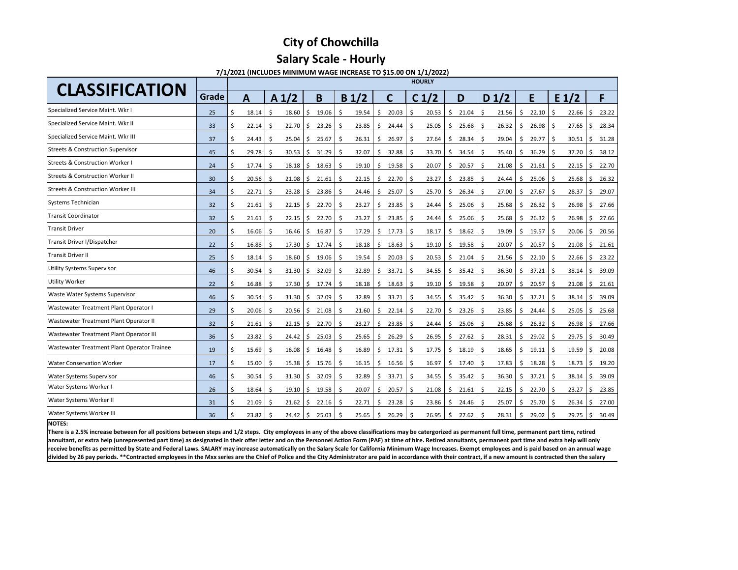# City of Chowchilla

## Salary Scale - Hourly

**7/1/2021 (INCLUDES MINIMUM WAGE INCREASE TO $15.00 ON 1/1/2022)**

| CLASSIFICATION | Grade | HOURLY | | | | | | | | | | |
|---|---|---|---|---|---|---|---|---|---|---|---|---|
| | | A | A 1/2 | B | B 1/2 | C | C 1/2 | D | D 1/2 | E | E 1/2 | F |
| Specialized Service Maint. Wkr I | 25 | $ 18.14 | $ 18.60 | $ 19.06 | $ 19.54 | $ 20.03 | $ 20.53 | $ 21.04 | $ 21.56 | $ 22.10 | $ 22.66 | $ 23.22 |
| Specialized Service Maint. Wkr II | 33 | $ 22.14 | $ 22.70 | $ 23.26 | $ 23.85 | $ 24.44 | $ 25.05 | $ 25.68 | $ 26.32 | $ 26.98 | $ 27.65 | $ 28.34 |
| Specialized Service Maint. Wkr III | 37 | $ 24.43 | $ 25.04 | $ 25.67 | $ 26.31 | $ 26.97 | $ 27.64 | $ 28.34 | $ 29.04 | $ 29.77 | $ 30.51 | $ 31.28 |
| Streets & Construction Supervisor | 45 | $ 29.78 | $ 30.53 | $ 31.29 | $ 32.07 | $ 32.88 | $ 33.70 | $ 34.54 | $ 35.40 | $ 36.29 | $ 37.20 | $ 38.12 |
| Streets & Construction Worker I | 24 | $ 17.74 | $ 18.18 | $ 18.63 | $ 19.10 | $ 19.58 | $ 20.07 | $ 20.57 | $ 21.08 | $ 21.61 | $ 22.15 | $ 22.70 |
| Streets & Construction Worker II | 30 | $ 20.56 | $ 21.08 | $ 21.61 | $ 22.15 | $ 22.70 | $ 23.27 | $ 23.85 | $ 24.44 | $ 25.06 | $ 25.68 | $ 26.32 |
| Streets & Construction Worker III | 34 | $ 22.71 | $ 23.28 | $ 23.86 | $ 24.46 | $ 25.07 | $ 25.70 | $ 26.34 | $ 27.00 | $ 27.67 | $ 28.37 | $ 29.07 |
| Systems Technician | 32 | $ 21.61 | $ 22.15 | $ 22.70 | $ 23.27 | $ 23.85 | $ 24.44 | $ 25.06 | $ 25.68 | $ 26.32 | $ 26.98 | $ 27.66 |
| Transit Coordinator | 32 | $ 21.61 | $ 22.15 | $ 22.70 | $ 23.27 | $ 23.85 | $ 24.44 | $ 25.06 | $ 25.68 | $ 26.32 | $ 26.98 | $ 27.66 |
| Transit Driver | 20 | $ 16.06 | $ 16.46 | $ 16.87 | $ 17.29 | $ 17.73 | $ 18.17 | $ 18.62 | $ 19.09 | $ 19.57 | $ 20.06 | $ 20.56 |
| Transit Driver I/Dispatcher | 22 | $ 16.88 | $ 17.30 | $ 17.74 | $ 18.18 | $ 18.63 | $ 19.10 | $ 19.58 | $ 20.07 | $ 20.57 | $ 21.08 | $ 21.61 |
| Transit Driver II | 25 | $ 18.14 | $ 18.60 | $ 19.06 | $ 19.54 | $ 20.03 | $ 20.53 | $ 21.04 | $ 21.56 | $ 22.10 | $ 22.66 | $ 23.22 |
| Utility Systems Supervisor | 46 | $ 30.54 | $ 31.30 | $ 32.09 | $ 32.89 | $ 33.71 | $ 34.55 | $ 35.42 | $ 36.30 | $ 37.21 | $ 38.14 | $ 39.09 |
| Utility Worker | 22 | $ 16.88 | $ 17.30 | $ 17.74 | $ 18.18 | $ 18.63 | $ 19.10 | $ 19.58 | $ 20.07 | $ 20.57 | $ 21.08 | $ 21.61 |
| Waste Water Systems Supervisor | 46 | $ 30.54 | $ 31.30 | $ 32.09 | $ 32.89 | $ 33.71 | $ 34.55 | $ 35.42 | $ 36.30 | $ 37.21 | $ 38.14 | $ 39.09 |
| Wastewater Treatment Plant Operator I | 29 | $ 20.06 | $ 20.56 | $ 21.08 | $ 21.60 | $ 22.14 | $ 22.70 | $ 23.26 | $ 23.85 | $ 24.44 | $ 25.05 | $ 25.68 |
| Wastewater Treatment Plant Operator II | 32 | $ 21.61 | $ 22.15 | $ 22.70 | $ 23.27 | $ 23.85 | $ 24.44 | $ 25.06 | $ 25.68 | $ 26.32 | $ 26.98 | $ 27.66 |
| Wastewater Treatment Plant Operator III | 36 | $ 23.82 | $ 24.42 | $ 25.03 | $ 25.65 | $ 26.29 | $ 26.95 | $ 27.62 | $ 28.31 | $ 29.02 | $ 29.75 | $ 30.49 |
| Wastewater Treatment Plant Operator Trainee | 19 | $ 15.69 | $ 16.08 | $ 16.48 | $ 16.89 | $ 17.31 | $ 17.75 | $ 18.19 | $ 18.65 | $ 19.11 | $ 19.59 | $ 20.08 |
| Water Conservation Worker | 17 | $ 15.00 | $ 15.38 | $ 15.76 | $ 16.15 | $ 16.56 | $ 16.97 | $ 17.40 | $ 17.83 | $ 18.28 | $ 18.73 | $ 19.20 |
| Water Systems Supervisor | 46 | $ 30.54 | $ 31.30 | $ 32.09 | $ 32.89 | $ 33.71 | $ 34.55 | $ 35.42 | $ 36.30 | $ 37.21 | $ 38.14 | $ 39.09 |
| Water Systems Worker I | 26 | $ 18.64 | $ 19.10 | $ 19.58 | $ 20.07 | $ 20.57 | $ 21.08 | $ 21.61 | $ 22.15 | $ 22.70 | $ 23.27 | $ 23.85 |
| Water Systems Worker II | 31 | $ 21.09 | $ 21.62 | $ 22.16 | $ 22.71 | $ 23.28 | $ 23.86 | $ 24.46 | $ 25.07 | $ 25.70 | $ 26.34 | $ 27.00 |
| Water Systems Worker III | 36 | $ 23.82 | $ 24.42 | $ 25.03 | $ 25.65 | $ 26.29 | $ 26.95 | $ 27.62 | $ 28.31 | $ 29.02 | $ 29.75 | $ 30.49 |

**NOTES:**

**There is a 2.5% increase between for all positions between steps and 1/2 steps. City employees in any of the above classifications may be catergorized as permanent full time, permanent part time, retired annuitant, or extra help (unrepresented part time) as designated in their offer letter and on the Personnel Action Form (PAF) at time of hire. Retired annuitants, permanent part time and extra help will only receive benefits as permitted by State and Federal Laws. SALARY may increase automatically on the Salary Scale for California Minimum Wage Increases. Exempt employees and is paid based on an annual wage divided by 26 pay periods. **Contracted employees in the Mxx series are the Chief of Police and the City Administrator are paid in accordance with their contract, if a new amount is contracted then the salary**